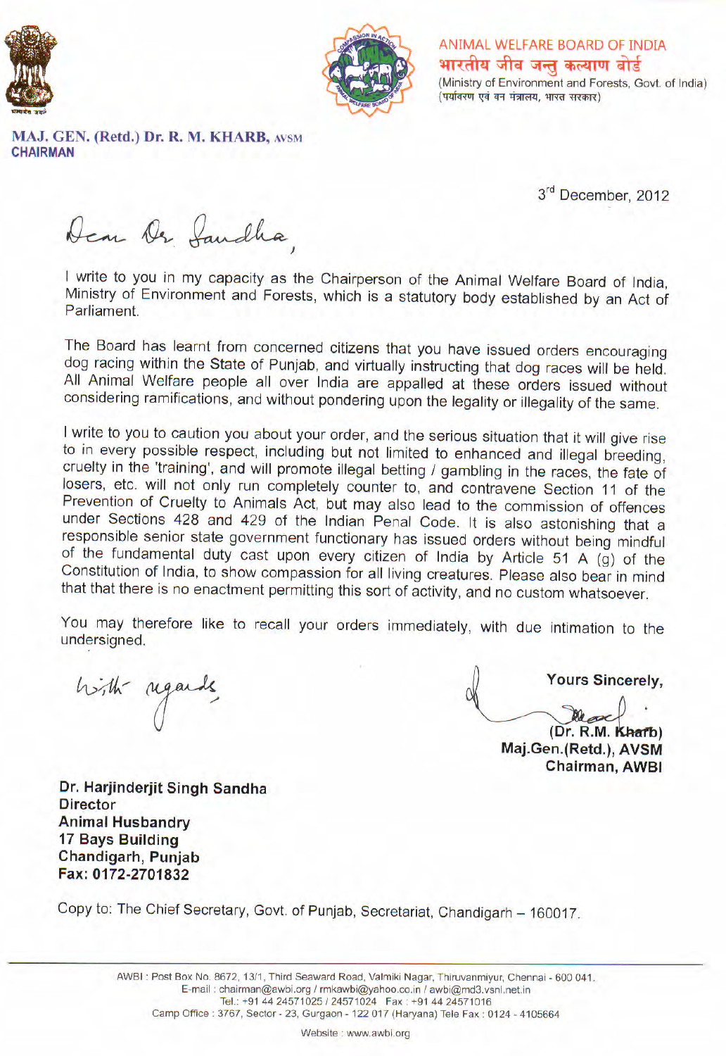ANIMAL WELFARE BOARD OF INDIA
भारतीय जीव जन्तु कल्याण बोर्ड
(Ministry of Environment and Forests, Govt. of India)
(पर्यावरण एवं वन मंत्रालय, भारत सरकार)

**MAJ. GEN. (Retd.) Dr. R. M. KHARB, AVSM**
**CHAIRMAN**

3rd December, 2012

Dear Dr Sandha,

I write to you in my capacity as the Chairperson of the Animal Welfare Board of India, Ministry of Environment and Forests, which is a statutory body established by an Act of Parliament.

The Board has learnt from concerned citizens that you have issued orders encouraging dog racing within the State of Punjab, and virtually instructing that dog races will be held. All Animal Welfare people all over India are appalled at these orders issued without considering ramifications, and without pondering upon the legality or illegality of the same.

I write to you to caution you about your order, and the serious situation that it will give rise to in every possible respect, including but not limited to enhanced and illegal breeding, cruelty in the 'training', and will promote illegal betting / gambling in the races, the fate of losers, etc. will not only run completely counter to, and contravene Section 11 of the Prevention of Cruelty to Animals Act, but may also lead to the commission of offences under Sections 428 and 429 of the Indian Penal Code. It is also astonishing that a responsible senior state government functionary has issued orders without being mindful of the fundamental duty cast upon every citizen of India by Article 51 A (g) of the Constitution of India, to show compassion for all living creatures. Please also bear in mind that that there is no enactment permitting this sort of activity, and no custom whatsoever.

You may therefore like to recall your orders immediately, with due intimation to the undersigned.

With regards

**Yours Sincerely,**

**(Dr. R.M. Kharb)**
**Maj.Gen.(Retd.), AVSM**
**Chairman, AWBI**

**Dr. Harjinderjit Singh Sandha**
**Director**
**Animal Husbandry**
**17 Bays Building**
**Chandigarh, Punjab**
**Fax: 0172-2701832**

Copy to: The Chief Secretary, Govt. of Punjab, Secretariat, Chandigarh – 160017.

AWBI : Post Box No. 8672, 13/1, Third Seaward Road, Valmiki Nagar, Thiruvanmiyur, Chennai - 600 041.
E-mail : chairman@awbi.org / rmkawbi@yahoo.co.in / awbi@md3.vsnl.net.in
Tel.: +91 44 24571025 / 24571024 Fax : +91 44 24571016
Camp Office : 3767, Sector - 23, Gurgaon - 122 017 (Haryana) Tele Fax : 0124 - 4105664

Website : www.awbi.org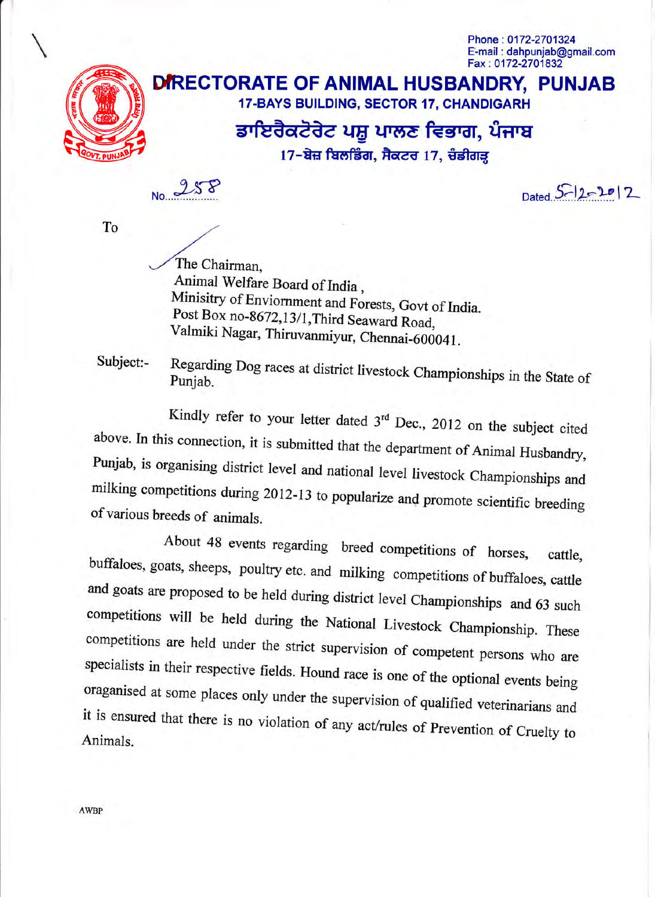Phone : 0172-2701324
E-mail : dahpunjab@gmail.com
Fax : 0172-2701832

# DIRECTORATE OF ANIMAL HUSBANDRY, PUNJAB

**17-BAYS BUILDING, SECTOR 17, CHANDIGARH**

**ਡਾਇਰੈਕਟੋਰੇਟ ਪਸ਼ੂ ਪਾਲਣ ਵਿਭਾਗ, ਪੰਜਾਬ**

**17-ਬੇਜ਼ ਬਿਲਡਿੰਗ, ਸੈਕਟਰ 17, ਚੰਡੀਗੜ੍ਹ**

No. 258

Dated 5-12-2012

To

The Chairman,
Animal Welfare Board of India ,
Minisitry of Enviornment and Forests, Govt of India.
Post Box no-8672,13/1,Third Seaward Road,
Valmiki Nagar, Thiruvanmiyur, Chennai-600041.

Subject:- Regarding Dog races at district livestock Championships in the State of Punjab.

Kindly refer to your letter dated 3rd Dec., 2012 on the subject cited above. In this connection, it is submitted that the department of Animal Husbandry, Punjab, is organising district level and national level livestock Championships and milking competitions during 2012-13 to popularize and promote scientific breeding of various breeds of animals.

About 48 events regarding breed competitions of horses, cattle, buffaloes, goats, sheeps, poultry etc. and milking competitions of buffaloes, cattle and goats are proposed to be held during district level Championships and 63 such competitions will be held during the National Livestock Championship. These competitions are held under the strict supervision of competent persons who are specialists in their respective fields. Hound race is one of the optional events being oraganised at some places only under the supervision of qualified veterinarians and it is ensured that there is no violation of any act/rules of Prevention of Cruelty to Animals.

AWBP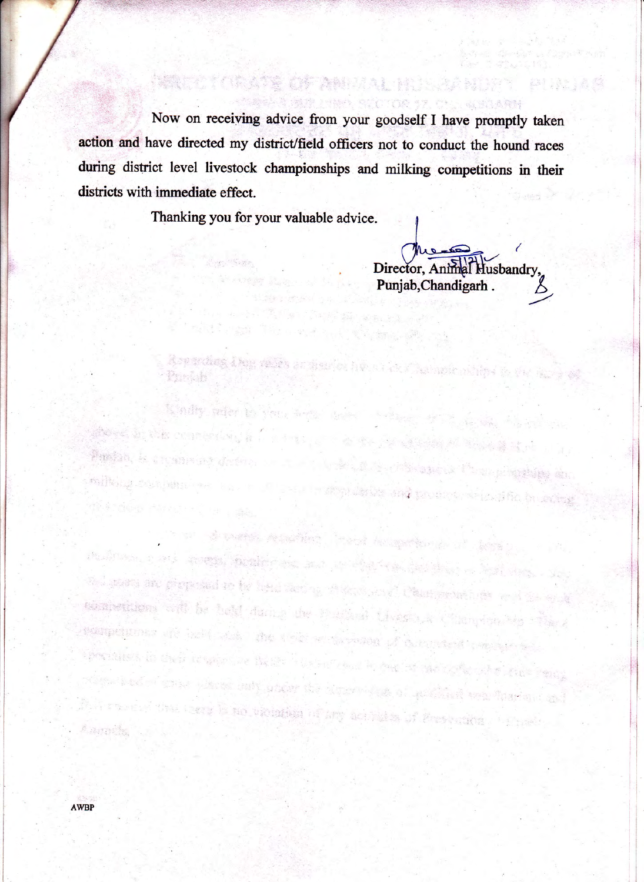Now on receiving advice from your goodself I have promptly taken action and have directed my district/field officers not to conduct the hound races during district level livestock championships and milking competitions in their districts with immediate effect.

Thanking you for your valuable advice.

Director, Animal Husbandry,
Punjab,Chandigarh .

AWBP